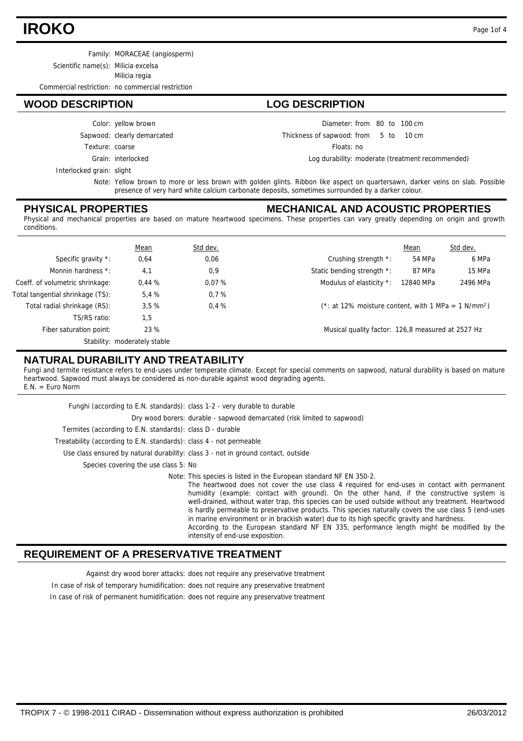# IROKO

Family: MORACEAE (angiosperm)

Scientific name(s): Milicia excelsa
Milicia regia

Commercial restriction: no commercial restriction

## WOOD DESCRIPTION

Color: yellow brown

Sapwood: clearly demarcated

Texture: coarse

Grain: interlocked

Interlocked grain: slight

## LOG DESCRIPTION

Diameter: from 80 to 100 cm

Thickness of sapwood: from 5 to 10 cm

Floats: no

Log durability: moderate (treatment recommended)

Note: Yellow brown to more or less brown with golden glints. Ribbon like aspect on quartersawn, darker veins on slab. Possible presence of very hard white calcium carbonate deposits, sometimes surrounded by a darker colour.

## PHYSICAL PROPERTIES

## MECHANICAL AND ACOUSTIC PROPERTIES

Physical and mechanical properties are based on mature heartwood specimens. These properties can vary greatly depending on origin and growth conditions.

| | Mean | Std dev. |
|---|---|---|
| Specific gravity *: | 0,64 | 0,06 |
| Monnin hardness *: | 4,1 | 0,9 |
| Coeff. of volumetric shrinkage: | 0,44 % | 0,07 % |
| Total tangential shrinkage (TS): | 5,4 % | 0,7 % |
| Total radial shrinkage (RS): | 3,5 % | 0,4 % |
| TS/RS ratio: | 1,5 | |
| Fiber saturation point: | 23 % | |

Stability: moderately stable

| | Mean | Std dev. |
|---|---|---|
| Crushing strength *: | 54 MPa | 6 MPa |
| Static bending strength *: | 87 MPa | 15 MPa |
| Modulus of elasticity *: | 12840 MPa | 2496 MPa |

(*: at 12% moisture content, with 1 MPa = 1 $N/mm^2$)

Musical quality factor: 126,8 measured at 2527 Hz

## NATURAL DURABILITY AND TREATABILITY

Fungi and termite resistance refers to end-uses under temperate climate. Except for special comments on sapwood, natural durability is based on mature heartwood. Sapwood must always be considered as non-durable against wood degrading agents.
E.N. = Euro Norm

Funghi (according to E.N. standards): class 1-2 - very durable to durable

Dry wood borers: durable - sapwood demarcated (risk limited to sapwood)

Termites (according to E.N. standards): class D - durable

Treatability (according to E.N. standards): class 4 - not permeable

Use class ensured by natural durability: class 3 - not in ground contact, outside

Species covering the use class 5: No

Note: This species is listed in the European standard NF EN 350-2.
The heartwood does not cover the use class 4 required for end-uses in contact with permanent humidity (example: contact with ground). On the other hand, if the constructive system is well-drained, without water trap, this species can be used outside without any treatment. Heartwood is hardly permeable to preservative products. This species naturally covers the use class 5 (end-uses in marine environment or in brackish water) due to its high specific gravity and hardness.
According to the European standard NF EN 335, performance length might be modified by the intensity of end-use exposition.

## REQUIREMENT OF A PRESERVATIVE TREATMENT

Against dry wood borer attacks: does not require any preservative treatment

In case of risk of temporary humidification: does not require any preservative treatment

In case of risk of permanent humidification: does not require any preservative treatment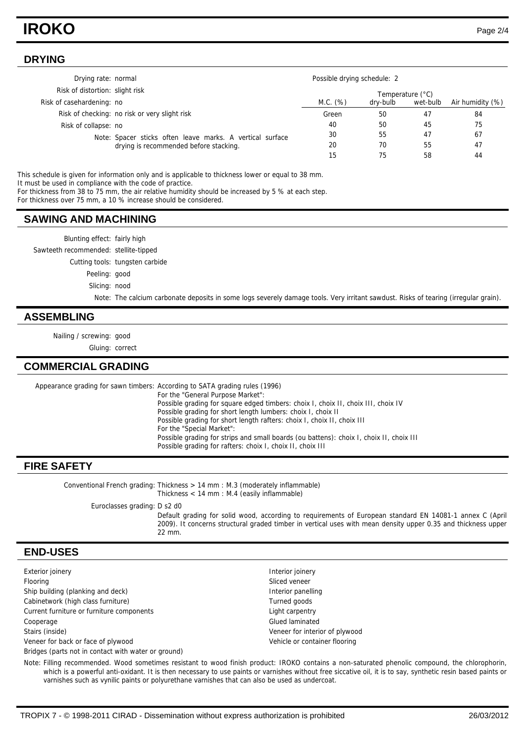# IROKO

## DRYING

Drying rate: normal

Risk of distortion: slight risk

Risk of casehardening: no

Risk of checking: no risk or very slight risk

Risk of collapse: no

Note: Spacer sticks often leave marks. A vertical surface drying is recommended before stacking.

Possible drying schedule: 2

| M.C. (%) | Temperature (°C) dry-bulb | wet-bulb | Air humidity (%) |
|---|---|---|---|
| Green | 50 | 47 | 84 |
| 40 | 50 | 45 | 75 |
| 30 | 55 | 47 | 67 |
| 20 | 70 | 55 | 47 |
| 15 | 75 | 58 | 44 |

This schedule is given for information only and is applicable to thickness lower or equal to 38 mm.
It must be used in compliance with the code of practice.
For thickness from 38 to 75 mm, the air relative humidity should be increased by 5 % at each step.
For thickness over 75 mm, a 10 % increase should be considered.

## SAWING AND MACHINING

Blunting effect: fairly high

Sawteeth recommended: stellite-tipped

Cutting tools: tungsten carbide

Peeling: good

Slicing: nood

Note: The calcium carbonate deposits in some logs severely damage tools. Very irritant sawdust. Risks of tearing (irregular grain).

## ASSEMBLING

Nailing / screwing: good

Gluing: correct

## COMMERCIAL GRADING

Appearance grading for sawn timbers: According to SATA grading rules (1996)
For the "General Purpose Market":
Possible grading for square edged timbers: choix I, choix II, choix III, choix IV
Possible grading for short length lumbers: choix I, choix II
Possible grading for short length rafters: choix I, choix II, choix III
For the "Special Market":
Possible grading for strips and small boards (ou battens): choix I, choix II, choix III
Possible grading for rafters: choix I, choix II, choix III

## FIRE SAFETY

Conventional French grading: Thickness > 14 mm : M.3 (moderately inflammable)
Thickness < 14 mm : M.4 (easily inflammable)

Euroclasses grading: D s2 d0
Default grading for solid wood, according to requirements of European standard EN 14081-1 annex C (April 2009). It concerns structural graded timber in vertical uses with mean density upper 0.35 and thickness upper 22 mm.

## END-USES

- Exterior joinery
- Flooring
- Ship building (planking and deck)
- Cabinetwork (high class furniture)
- Current furniture or furniture components
- Cooperage
- Stairs (inside)
- Veneer for back or face of plywood
- Bridges (parts not in contact with water or ground)
- Interior joinery
- Sliced veneer
- Interior panelling
- Turned goods
- Light carpentry
- Glued laminated
- Veneer for interior of plywood
- Vehicle or container flooring

Note: Filling recommended. Wood sometimes resistant to wood finish product: IROKO contains a non-saturated phenolic compound, the chlorophorin, which is a powerful anti-oxidant. It is then necessary to use paints or varnishes without free siccative oil, it is to say, synthetic resin based paints or varnishes such as vynilic paints or polyurethane varnishes that can also be used as undercoat.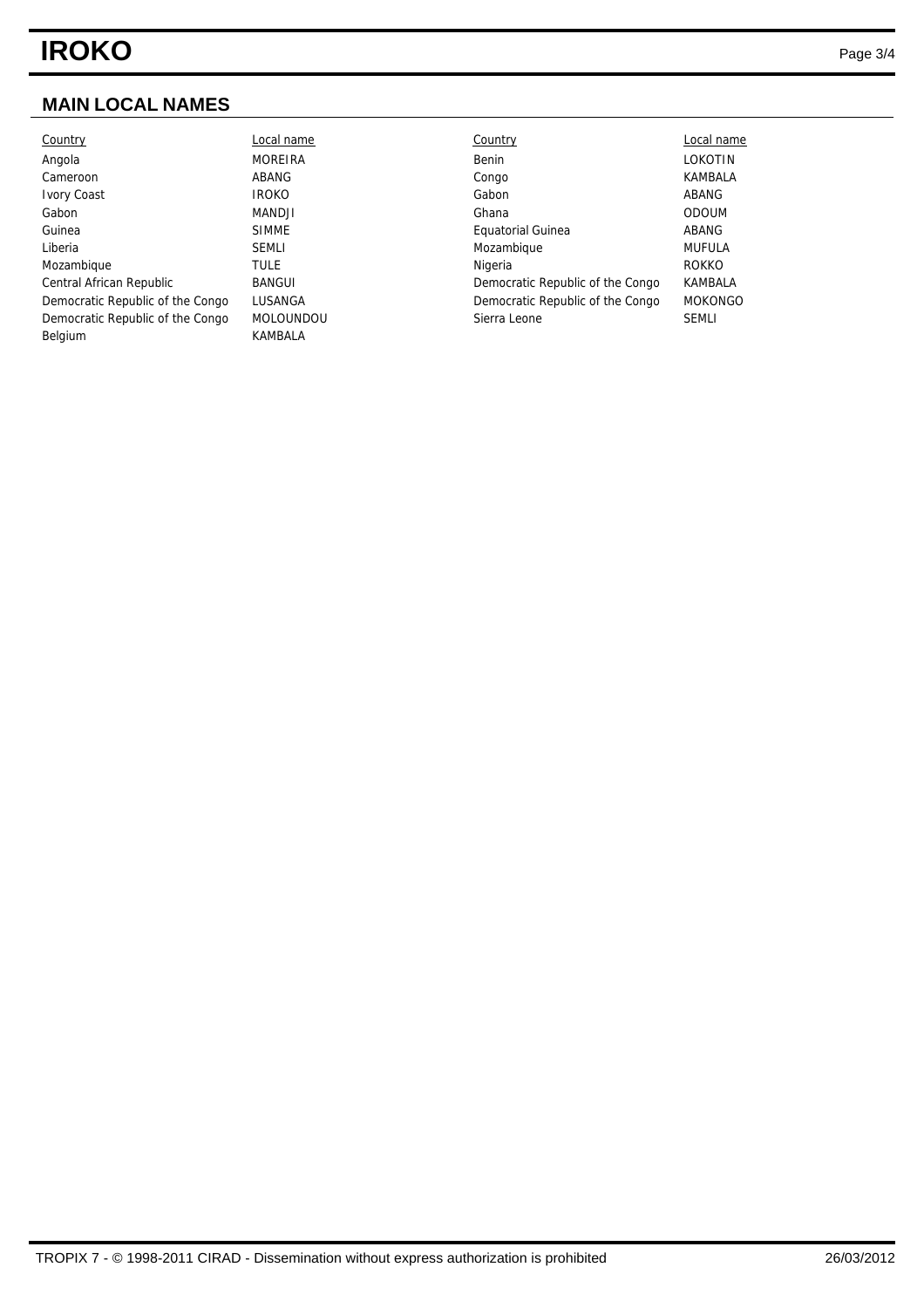## MAIN LOCAL NAMES

| Country | Local name | Country | Local name |
|---|---|---|---|
| Angola | MOREIRA | Benin | LOKOTIN |
| Cameroon | ABANG | Congo | KAMBALA |
| Ivory Coast | IROKO | Gabon | ABANG |
| Gabon | MANDJI | Ghana | ODOUM |
| Guinea | SIMME | Equatorial Guinea | ABANG |
| Liberia | SEMLI | Mozambique | MUFULA |
| Mozambique | TULE | Nigeria | ROKKO |
| Central African Republic | BANGUI | Democratic Republic of the Congo | KAMBALA |
| Democratic Republic of the Congo | LUSANGA | Democratic Republic of the Congo | MOKONGO |
| Democratic Republic of the Congo | MOLOUNDOU | Sierra Leone | SEMLI |
| Belgium | KAMBALA | | |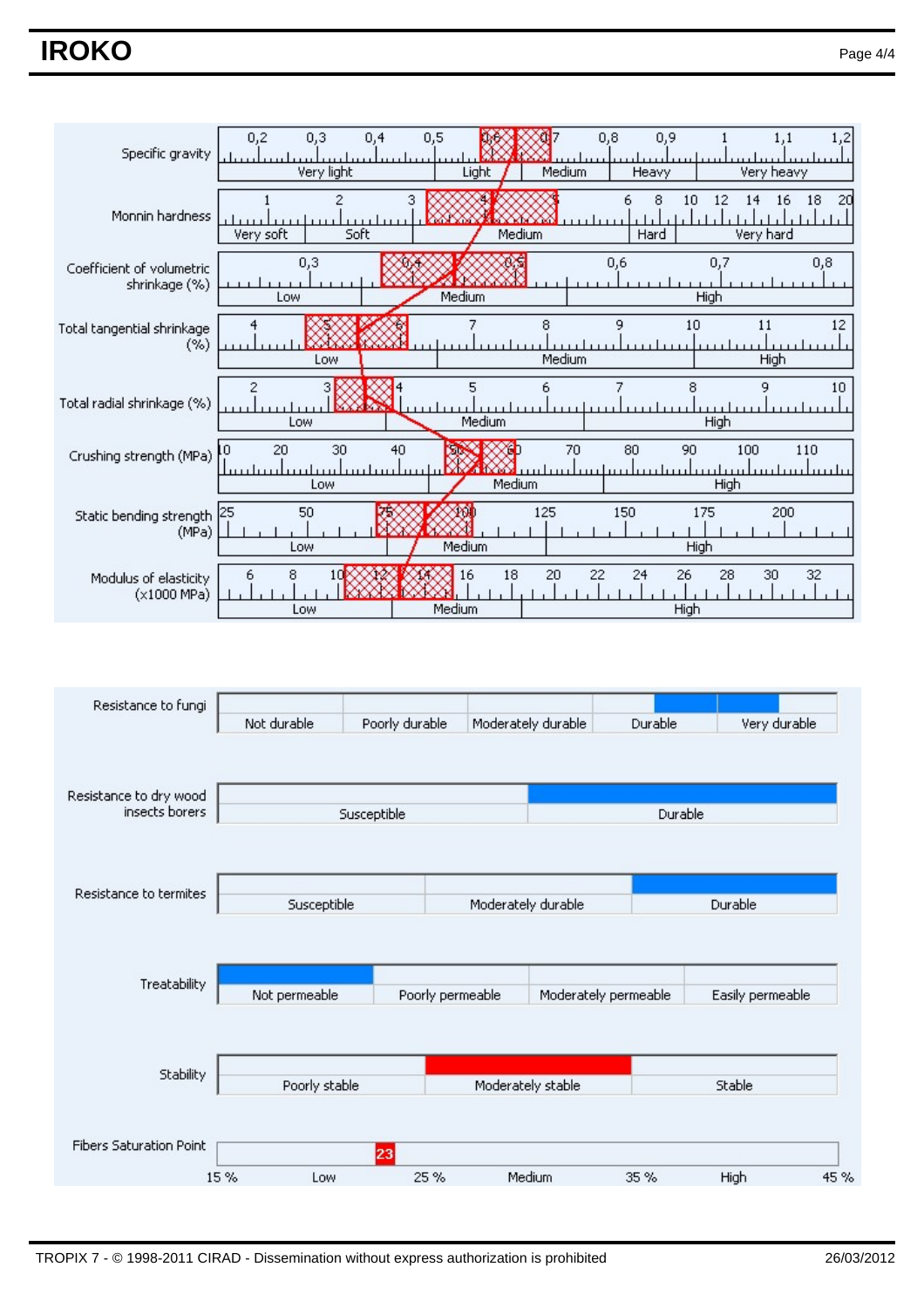Specific gravity
0,2 0,3 0,4 0,5 0,6 0,7 0,8 0,9 1 1,1 1,2
Very light Light Medium Heavy Very heavy

Monnin hardness
1 2 3 4 5 6 8 10 12 14 16 18 20
Very soft Soft Medium Hard Very hard

Coefficient of volumetric shrinkage (%)
0,3 0,4 0,5 0,6 0,7 0,8
Low Medium High

Total tangential shrinkage (%)
4 5 6 7 8 9 10 11 12
Low Medium High

Total radial shrinkage (%)
2 3 4 5 6 7 8 9 10
Low Medium High

Crushing strength (MPa)
10 20 30 40 50 60 70 80 90 100 110
Low Medium High

Static bending strength (MPa)
25 50 75 100 125 150 175 200
Low Medium High

Modulus of elasticity (x1000 MPa)
6 8 10 12 14 16 18 20 22 24 26 28 30 32
Low Medium High

Resistance to fungi
Not durable Poorly durable Moderately durable Durable Very durable

Resistance to dry wood insects borers
Susceptible Durable

Resistance to termites
Susceptible Moderately durable Durable

Treatability
Not permeable Poorly permeable Moderately permeable Easily permeable

Stability
Poorly stable Moderately stable Stable

Fibers Saturation Point
23
15 % Low 25 % Medium 35 % High 45 %

TROPIX 7 - © 1998-2011 CIRAD - Dissemination without express authorization is prohibited 26/03/2012